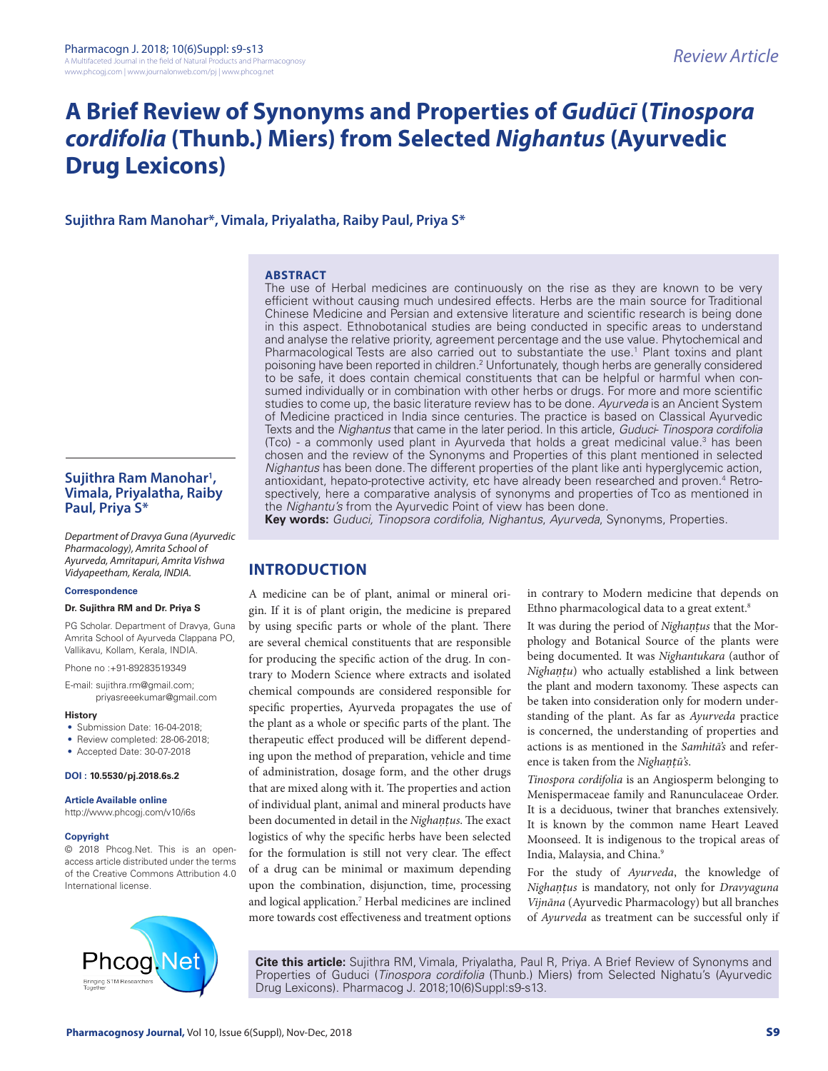# A Brief Review of Synonyms and Properties of *Gudūcī* (*Tinospora cordifolia* (Thunb.) Miers) from Selected *Nighantus* (Ayurvedic Drug Lexicons)

**Sujithra Ram Manohar\*, Vimala, Priyalatha, Raiby Paul, Priya S\***

## ABSTRACT

The use of Herbal medicines are continuously on the rise as they are known to be very efficient without causing much undesired effects. Herbs are the main source for Traditional Chinese Medicine and Persian and extensive literature and scientific research is being done in this aspect. Ethnobotanical studies are being conducted in specific areas to understand and analyse the relative priority, agreement percentage and the use value. Phytochemical and Pharmacological Tests are also carried out to substantiate the use.[1] Plant toxins and plant poisoning have been reported in children.[2] Unfortunately, though herbs are generally considered to be safe, it does contain chemical constituents that can be helpful or harmful when consumed individually or in combination with other herbs or drugs. For more and more scientific studies to come up, the basic literature review has to be done. *Ayurveda* is an Ancient System of Medicine practiced in India since centuries. The practice is based on Classical Ayurvedic Texts and the *Nighantus* that came in the later period. In this article, *Guduci*- *Tinospora cordifolia* (Tco) - a commonly used plant in Ayurveda that holds a great medicinal value.[3] has been chosen and the review of the Synonyms and Properties of this plant mentioned in selected *Nighantus* has been done. The different properties of the plant like anti hyperglycemic action, antioxidant, hepato-protective activity, etc have already been researched and proven.[4] Retrospectively, here a comparative analysis of synonyms and properties of Tco as mentioned in the *Nighantu's* from the Ayurvedic Point of view has been done.

**Key words:** *Guduci, Tinopsora cordifolia, Nighantus*, *Ayurveda*, Synonyms, Properties.

**Sujithra Ram Manohar[1], Vimala, Priyalatha, Raiby Paul, Priya S\***

*Department of Dravya Guna (Ayurvedic Pharmacology), Amrita School of Ayurveda, Amritapuri, Amrita Vishwa Vidyapeetham, Kerala, INDIA.*

**Correspondence**

**Dr. Sujithra RM and Dr. Priya S**

PG Scholar. Department of Dravya, Guna Amrita School of Ayurveda Clappana PO, Vallikavu, Kollam, Kerala, INDIA.

Phone no :+91-89283519349

E-mail: sujithra.rm@gmail.com; priyasreeekumar@gmail.com

**History**

- Submission Date: 16-04-2018;
- Review completed: 28-06-2018;
- Accepted Date: 30-07-2018

**DOI : 10.5530/pj.2018.6s.2**

**Article Available online**
http://www.phcogj.com/v10/i6s

**Copyright**

© 2018 Phcog.Net. This is an open-access article distributed under the terms of the Creative Commons Attribution 4.0 International license.

## INTRODUCTION

A medicine can be of plant, animal or mineral origin. If it is of plant origin, the medicine is prepared by using specific parts or whole of the plant. There are several chemical constituents that are responsible for producing the specific action of the drug. In contrary to Modern Science where extracts and isolated chemical compounds are considered responsible for specific properties, Ayurveda propagates the use of the plant as a whole or specific parts of the plant. The therapeutic effect produced will be different depending upon the method of preparation, vehicle and time of administration, dosage form, and the other drugs that are mixed along with it. The properties and action of individual plant, animal and mineral products have been documented in detail in the *Nighaṇṭus*. The exact logistics of why the specific herbs have been selected for the formulation is still not very clear. The effect of a drug can be minimal or maximum depending upon the combination, disjunction, time, processing and logical application.[7] Herbal medicines are inclined more towards cost effectiveness and treatment options in contrary to Modern medicine that depends on Ethno pharmacological data to a great extent.[8]

It was during the period of *Nighaṇṭus* that the Morphology and Botanical Source of the plants were being documented. It was *Nighantukara* (author of *Nighaṇṭu*) who actually established a link between the plant and modern taxonomy. These aspects can be taken into consideration only for modern understanding of the plant. As far as *Ayurveda* practice is concerned, the understanding of properties and actions is as mentioned in the *Samhitā's* and reference is taken from the *Nighaṇṭū's*.

*Tinospora cordifolia* is an Angiosperm belonging to Menispermaceae family and Ranunculaceae Order. It is a deciduous, twiner that branches extensively. It is known by the common name Heart Leaved Moonseed. It is indigenous to the tropical areas of India, Malaysia, and China.[9]

For the study of *Ayurveda*, the knowledge of *Nighaṇṭus* is mandatory, not only for *Dravyaguna Vijnāna* (Ayurvedic Pharmacology) but all branches of *Ayurveda* as treatment can be successful only if

**Cite this article:** Sujithra RM, Vimala, Priyalatha, Paul R, Priya. A Brief Review of Synonyms and Properties of Guduci (*Tinospora cordifolia* (Thunb.) Miers) from Selected Nighatu's (Ayurvedic Drug Lexicons). Pharmacog J. 2018;10(6)Suppl:s9-s13.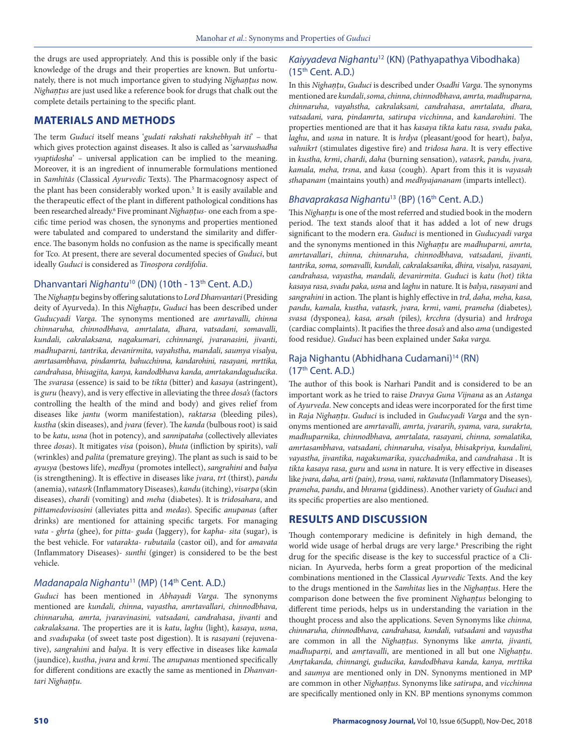the drugs are used appropriately. And this is possible only if the basic knowledge of the drugs and their properties are known. But unfortunately, there is not much importance given to studying *Nighaṇṭus* now. *Nighaṇṭus* are just used like a reference book for drugs that chalk out the complete details pertaining to the specific plant.

## MATERIALS AND METHODS

The term *Guduci* itself means '*gudati rakshati rakshebhyah iti*' – that which gives protection against diseases. It also is called as '*sarvaushadha vyaptidosha*' – universal application can be implied to the meaning. Moreover, it is an ingredient of innumerable formulations mentioned in *Samhitās* (Classical *Ayurvedic* Texts). The Pharmacognosy aspect of the plant has been considerably worked upon.[5] It is easily available and the therapeutic effect of the plant in different pathological conditions has been researched already.[6] Five prominant *Nighaṇṭus*- one each from a specific time period was chosen, the synonyms and properties mentioned were tabulated and compared to understand the similarity and difference. The basonym holds no confusion as the name is specifically meant for Tco. At present, there are several documented species of *Guduci*, but ideally *Guduci* is considered as *Tinospora cordifolia*.

### Dhanvantari *Nighantu*[10] (DN) (10th - 13th Cent. A.D.)

The *Nighaṇṭu* begins by offering salutations to *Lord Dhanvantari* (Presiding deity of Ayurveda). In this *Nighaṇṭu*, *Guduci* has been described under *Guducyadi Varga*. The synonyms mentioned are *amrtavalli, chinna chinnaruha, chinnodbhava, amrtalata, dhara, vatsadani, somavalli, kundali, cakralaksana, nagakumari, cchinnangi, jvaranasini, jivanti, madhuparni, tantrika, devanirmita, vayahstha, mandali, saumya visalya, amrtasambhava, pindamrta, bahucchinna, kandarohini, rasayani, mrttika, candrahasa, bhisagjita, kanya, kandodbhava kanda, amrtakandaguducika*. The *svarasa* (essence) is said to be *tikta* (bitter) and *kasaya* (astringent), is *guru* (heavy), and is very effective in alleviating the three *dosa's* (factors controlling the health of the mind and body) and gives relief from diseases like *jantu* (worm manifestation), *raktarsa* (bleeding piles), *kustha* (skin diseases), and *jvara* (fever). The *kanda* (bulbous root) is said to be *katu*, *usna* (hot in potency), and *sannipataha* (collectively alleviates three *dosas*). It mitigates *visa* (poison), *bhuta* (infliction by spirits), *vali* (wrinkles) and *palita* (premature greying). The plant as such is said to be *ayusya* (bestows life), *medhya* (promotes intellect), *sangrahini* and *balya* (is strengthening). It is effective in diseases like *jvara*, *trt* (thirst), *pandu* (anemia), *vatasrk* (Inflammatory Diseases), *kandu* (itching), *visarpa* (skin diseases), *chardi* (vomiting) and *meha* (diabetes). It is *tridosahara*, and *pittamedovisosini* (alleviates pitta and *medas*). Specific *anupanas* (after drinks) are mentioned for attaining specific targets. For managing *vata* - *ghrta* (ghee), for *pitta*- *guda* (Jaggery), for *kapha*- *sita* (sugar), is the best vehicle. For *vatarakta*- *rubutaila* (castor oil), and for *amavata* (Inflammatory Diseases)- *sunthi* (ginger) is considered to be the best vehicle.

### *Madanapala Nighantu*[11] (MP) (14th Cent. A.D.)

*Guduci* has been mentioned in *Abhayadi Varga*. The synonyms mentioned are *kundali, chinna*, *vayastha, amrtavallari, chinnodbhava, chinnaruha, amrta, jvaravinasini, vatsadani, candrahasa*, *jivanti* and *cakralaksana*. The properties are it is *katu*, *laghu* (light), *kasaya*, *usna*, and *svadupaka* (of sweet taste post digestion). It is *rasayani* (rejuvenative), *sangrahini* and *balya*. It is very effective in diseases like *kamala* (jaundice), *kustha*, *jvara* and *krmi*. The *anupanas* mentioned specifically for different conditions are exactly the same as mentioned in *Dhanvantari Nighaṇṭu*.

### *Kaiyyadeva Nighantu*[12] (KN) (Pathyapathya Vibodhaka) (15th Cent. A.D.)

In this *Nighaṇṭu*, *Guduci* is described under *Osadhi Varga*. The synonyms mentioned are *kundali*, *soma*, *chinna*, *chinnodbhava*, *amrta, madhuparna, chinnaruha*, *vayahstha*, *cakralaksani, candrahasa*, *amrtalata*, *dhara, vatsadani, vara, pindamrta, satirupa vicchinna*, and *kandarohini.* The properties mentioned are that it has *kasaya tikta katu rasa, svadu paka, laghu*, and *usna* in nature. It is *hrdya* (pleasant/good for heart), *balya*, *vahnikrt* (stimulates digestive fire) and *tridosa hara*. It is very effective in *kustha*, *krmi*, *chardi*, *daha* (burning sensation), *vatasrk, pandu, jvara, kamala, meha, trsna*, and *kasa* (cough). Apart from this it is *vayasah sthapanam* (maintains youth) and *medhyajananam* (imparts intellect).

### *Bhavaprakasa Nighantu*[13] (BP) (16th Cent. A.D.)

This *Nighaṇṭu* is one of the most referred and studied book in the modern period. The text stands aloof that it has added a lot of new drugs significant to the modern era. *Guduci* is mentioned in *Guducyadi varga* and the synonyms mentioned in this *Nighaṇṭu* are *madhuparni, amrta, amrtavallari, chinna, chinnaruha, chinnodbhava, vatsadani, jivanti, tantrika, soma, somavalli, kundali, cakralaksanika, dhira, visalya, rasayani, candrahasa, vayastha, mandali, devanirmita*. *Guduci* is *katu (hot) tikta kasaya rasa, svadu paka, usna* and *laghu* in nature. It is *balya*, *rasayani* and *sangrahini* in action. The plant is highly effective in *trd, daha, meha, kasa, pandu, kamala, kustha, vatasrk, jvara, krmi*, *vami, prameha (*diabetes*), svasa (*dyspnoea*), kasa, arsah (*piles*), krcchra (*dysuria) and *hrdroga* (cardiac complaints). It pacifies the three *dosa's* and also *ama* (undigested food residue*)*. *Guduci* has been explained under *Saka varga*.

### Raja Nighantu (Abhidhana Cudamani)[14] (RN) (17th Cent. A.D.)

The author of this book is Narhari Pandit and is considered to be an important work as he tried to raise *Dravya Guna Vijnana* as an *Astanga* of *Ayurveda*. New concepts and ideas were incorporated for the first time in *Raja Nighaṇṭu*. *Guduci* is included in *Guducyadi Varga* and the synonyms mentioned are *amrtavalli, amrta, jvararih, syama, vara, surakrta, madhuparnika, chinnodbhava, amrtalata, rasayani, chinna, somalatika, amrtasambhava, vatsadani, chinnaruha, visalya, bhisakpriya, kundalini, vayastha, jivantika, nagakumarika, syacchadmika*, and *candrahasa* . It is *tikta kasaya rasa, guru* and *usna* in nature. It is very effective in diseases like *jvara, daha, arti (pain), trsna, vami, raktavata* (Inflammatory Diseases)*, prameha, pandu*, and *bhrama* (giddiness). Another variety of *Guduci* and its specific properties are also mentioned.

## RESULTS AND DISCUSSION

Though contemporary medicine is definitely in high demand, the world wide usage of herbal drugs are very large.[8] Prescribing the right drug for the specific disease is the key to successful practice of a Clinician. In Ayurveda, herbs form a great proportion of the medicinal combinations mentioned in the Classical *Ayurvedic* Texts. And the key to the drugs mentioned in the *Samhitas* lies in the *Nighaṇṭus*. Here the comparison done between the five prominent *Nighaṇṭus* belonging to different time periods, helps us in understanding the variation in the thought process and also the applications. Seven Synonyms like *chinna, chinnaruha, chinnodbhava, candrahasa, kundali, vatsadani* and *vayastha* are common in all the *Nighaṇṭus*. Synonyms like *amrta, jivanti, madhuparṇi,* and *amṛtavalli*, are mentioned in all but one *Nighaṇṭu*. *Amṛtakanda, chinnangi, guducika, kandodbhava kanda, kanya, mrttika* and *saumya* are mentioned only in DN. Synonyms mentioned in MP are common in other *Nighaṇṭus*. Synonyms like *satirupa*, and *vicchinna* are specifically mentioned only in KN. BP mentions synonyms common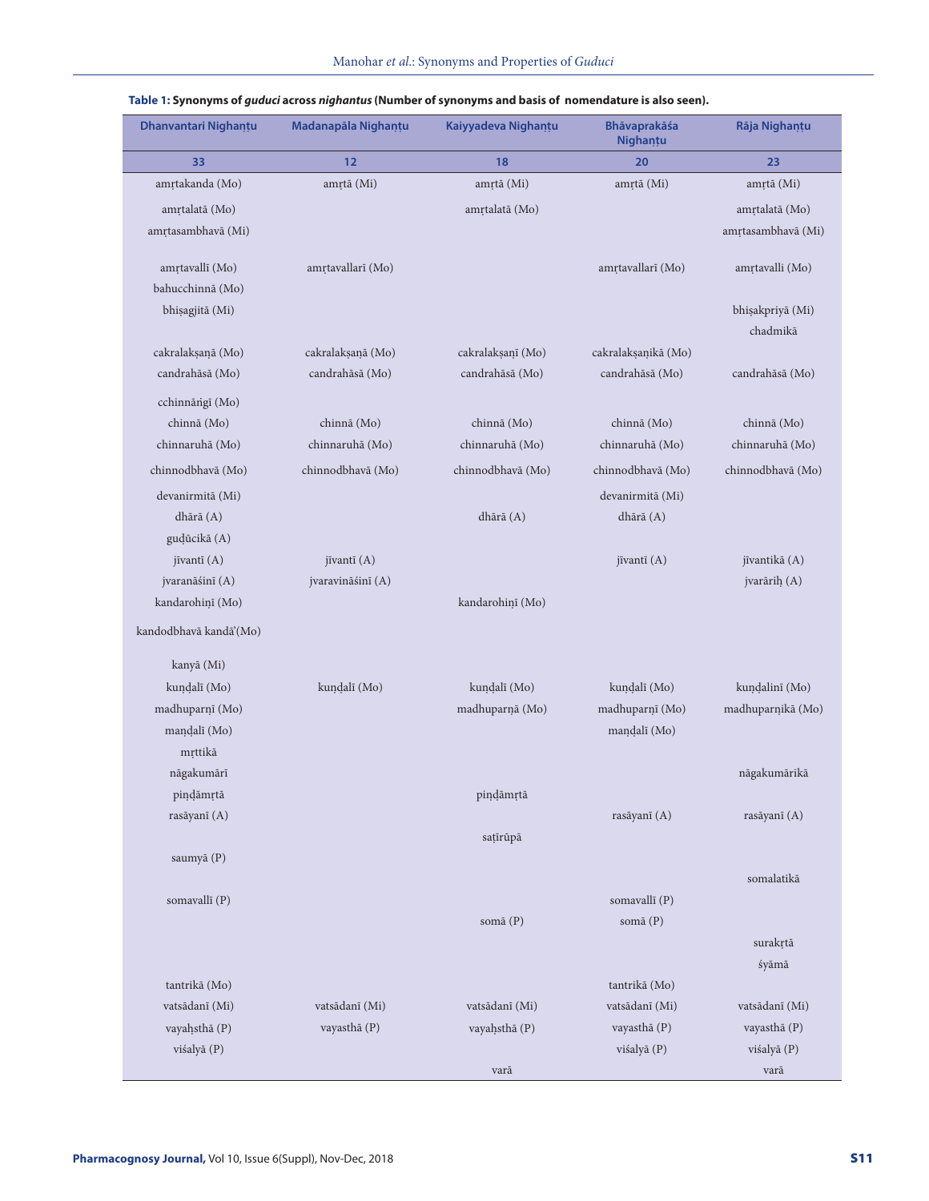**Table 1: Synonyms of *guduci* across *nighantus* (Number of synonyms and basis of nomendature is also seen).**

| Dhanvantari Nighaṇṭu | Madanapāla Nighaṇṭu | Kaiyyadeva Nighaṇṭu | Bhāvaprakāśa Nighaṇṭu | Rāja Nighaṇṭu |
|---|---|---|---|---|
| 33 | 12 | 18 | 20 | 23 |
| amṛtakanda (Mo) | amṛtā (Mi) | amṛtā (Mi) | amṛtā (Mi) | amṛtā (Mi) |
| amṛtalatā (Mo) | | amṛtalatā (Mo) | | amṛtalatā (Mo) |
| amṛtasambhavā (Mi) | | | | amṛtasambhavā (Mi) |
| amṛtavallī (Mo) | amṛtavallarī (Mo) | | amṛtavallarī (Mo) | amṛtavallī (Mo) |
| bahucchinnā (Mo) | | | | |
| bhiṣagjitā (Mi) | | | | bhiṣakpriyā (Mi) |
| | | | | chadmikā |
| cakralakṣaṇā (Mo) | cakralakṣaṇā (Mo) | cakralakṣaṇī (Mo) | cakralakṣaṇikā (Mo) | |
| candrahāsā (Mo) | candrahāsā (Mo) | candrahāsā (Mo) | candrahāsā (Mo) | candrahāsā (Mo) |
| cchinnāṅgī (Mo) | | | | |
| chinnā (Mo) | chinnā (Mo) | chinnā (Mo) | chinnā (Mo) | chinnā (Mo) |
| chinnaruhā (Mo) | chinnaruhā (Mo) | chinnaruhā (Mo) | chinnaruhā (Mo) | chinnaruhā (Mo) |
| chinnodbhavā (Mo) | chinnodbhavā (Mo) | chinnodbhavā (Mo) | chinnodbhavā (Mo) | chinnodbhavā (Mo) |
| devanirmitā (Mi) | | | devanirmitā (Mi) | |
| dhārā (A) | | dhārā (A) | dhārā (A) | |
| guḍūcikā (A) | | | | |
| jīvantī (A) | jīvantī (A) | | jīvantī (A) | jīvantikā (A) |
| jvaranāśinī (A) | jvaravināśinī (A) | | | jvarāriḥ (A) |
| kandarohiṇī (Mo) | | kandarohiṇī (Mo) | | |
| kandodbhavā kandā'(Mo) | | | | |
| kanyā (Mi) | | | | |
| kuṇḍalī (Mo) | kuṇḍalī (Mo) | kuṇḍalī (Mo) | kuṇḍalī (Mo) | kuṇḍalinī (Mo) |
| madhuparṇī (Mo) | | madhuparṇā (Mo) | madhuparṇī (Mo) | madhuparṇikā (Mo) |
| maṇḍalī (Mo) | | | maṇḍalī (Mo) | |
| mṛttikā | | | | |
| nāgakumārī | | | | nāgakumārikā |
| piṇḍāmṛtā | | piṇḍāmṛtā | | |
| rasāyanī (A) | | | rasāyanī (A) | rasāyanī (A) |
| | | saṭīrūpā | | |
| saumyā (P) | | | | |
| | | | | somalatikā |
| somavallī (P) | | | somavallī (P) | |
| | | somā (P) | somā (P) | |
| | | | | surakṛtā |
| | | | | śyāmā |
| tantrikā (Mo) | | | tantrikā (Mo) | |
| vatsādanī (Mi) | vatsādanī (Mi) | vatsādanī (Mi) | vatsādanī (Mi) | vatsādanī (Mi) |
| vayaḥsthā (P) | vayasthā (P) | vayaḥsthā (P) | vayasthā (P) | vayasthā (P) |
| viśalyā (P) | | | viśalyā (P) | viśalyā (P) |
| | | varā | | varā |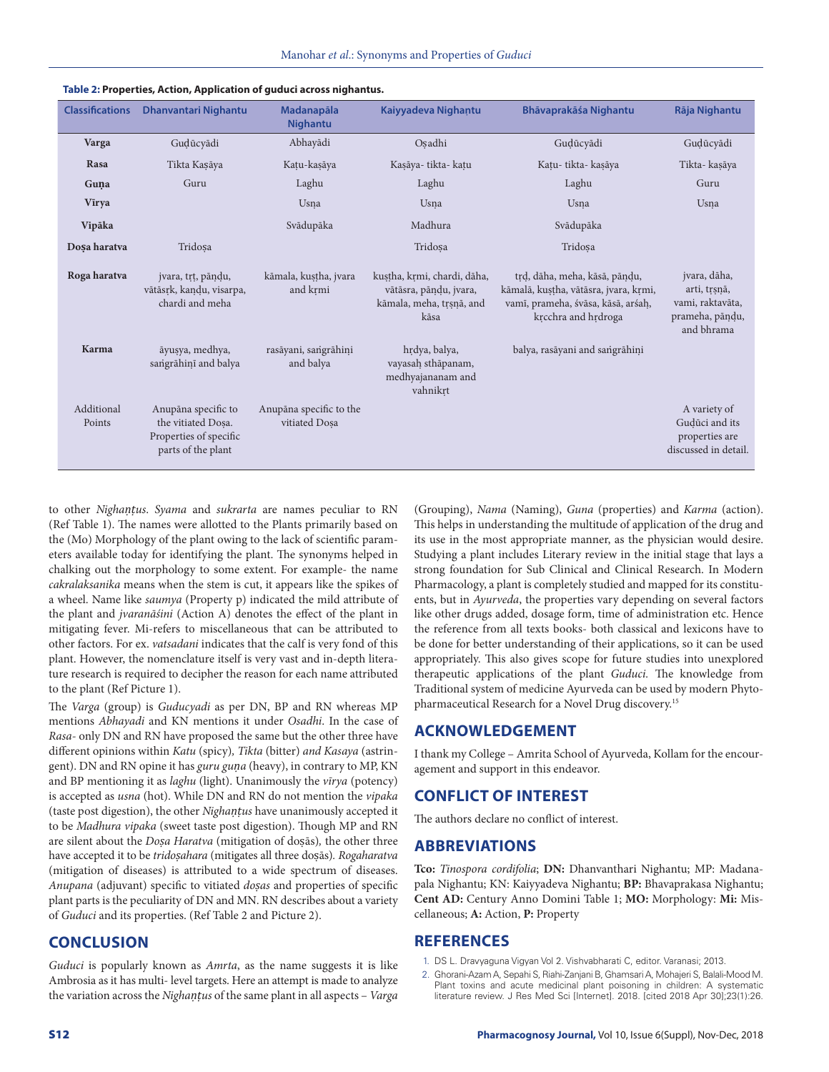**Table 2: Properties, Action, Application of guduci across nighantus.**

| Classifications | Dhanvantari Nighantu | Madanapāla Nighantu | Kaiyyadeva Nighaṇṭu | Bhāvaprakāśa Nighaṇṭu | Rāja Nighantu |
|---|---|---|---|---|---|
| Varga | Guḍūcyādi | Abhayādi | Oṣadhi | Guḍūcyādi | Guḍūcyādi |
| Rasa | Tikta Kaṣāya | Kaṭu-kaṣāya | Kaṣāya- tikta- kaṭu | Kaṭu- tikta- kaṣāya | Tikta- kaṣāya |
| Guṇa | Guru | Laghu | Laghu | Laghu | Guru |
| Vīrya | Usṇa | Usṇa | Usṇa | Usṇa | Usṇa |
| Vipāka | | Svādupāka | Madhura | Svādupāka | |
| Doṣa haratva | Tridoṣa | | Tridoṣa | Tridoṣa | |
| Roga haratva | jvara, tṛt, pāṇḍu, vātāsṛk, kaṇḍu, visarpa, chardi and meha | kāmala, kuṣṭha, jvara and kṛmi | kuṣṭha, kṛmi, chardi, dāha, vātāsra, pāṇḍu, jvara, kāmala, meha, tṛṣṇā, and kāsa | tṛḍ, dāha, meha, kāsā, pāṇḍu, kāmalā, kuṣṭha, vātāsra, jvara, kṛmi, vamī, prameha, śvāsa, kāsā, arśaḥ, kṛcchra and hṛdroga | jvara, dāha, arti, tṛṣṇā, vami, raktavāta, prameha, pāṇḍu, and bhrama |
| Karma | āyuṣya, medhya, saṅgrāhiṇī and balya | rasāyani, saṅgrāhiṇi and balya | hṛdya, balya, vayasaḥ sthāpanam, medhyajananam and vahnikṛt | balya, rasāyani and saṅgrāhiṇi | |
| Additional Points | Anupāna specific to the vitiated Doṣa. Properties of specific parts of the plant | Anupāna specific to the vitiated Doṣa | | | A variety of Guḍūci and its properties are discussed in detail. |

to other *Nighaṇṭus*. *Syama* and *sukrarta* are names peculiar to RN (Ref Table 1). The names were allotted to the Plants primarily based on the (Mo) Morphology of the plant owing to the lack of scientific parameters available today for identifying the plant. The synonyms helped in chalking out the morphology to some extent. For example- the name *cakralaksanika* means when the stem is cut, it appears like the spikes of a wheel. Name like *saumya* (Property p) indicated the mild attribute of the plant and *jvaranāśini* (Action A) denotes the effect of the plant in mitigating fever. Mi-refers to miscellaneous that can be attributed to other factors. For ex. *vatsadani* indicates that the calf is very fond of this plant. However, the nomenclature itself is very vast and in-depth literature research is required to decipher the reason for each name attributed to the plant (Ref Picture 1).

The *Varga* (group) is *Gucucyadi* as per DN, BP and RN whereas MP mentions *Abhayadi* and KN mentions it under *Osadhi*. In the case of *Rasa*- only DN and RN have proposed the same but the other three have different opinions within *Katu* (spicy)*, Tikta* (bitter) *and Kasaya* (astringent). DN and RN opine it has *guru guṇa* (heavy), in contrary to MP, KN and BP mentioning it as *laghu* (light). Unanimously the *vīrya* (potency) is accepted as *usna* (hot). While DN and RN do not mention the *vipaka* (taste post digestion), the other *Nighaṇṭus* have unanimously accepted it to be *Madhura vipaka* (sweet taste post digestion). Though MP and RN are silent about the *Doṣa Haratva* (mitigation of doṣās), the other three have accepted it to be *tridoṣahara* (mitigates all three doṣās). *Rogaharatva* (mitigation of diseases) is attributed to a wide spectrum of diseases. *Anupana* (adjuvant) specific to vitiated *doṣas* and properties of specific plant parts is the peculiarity of DN and MN. RN describes about a variety of *Guduci* and its properties. (Ref Table 2 and Picture 2).

## CONCLUSION

*Guduci* is popularly known as *Amrta*, as the name suggests it is like Ambrosia as it has multi- level targets. Here an attempt is made to analyze the variation across the *Nighaṇṭus* of the same plant in all aspects – *Varga* (Grouping), *Nama* (Naming), *Guna* (properties) and *Karma* (action). This helps in understanding the multitude of application of the drug and its use in the most appropriate manner, as the physician would desire. Studying a plant includes Literary review in the initial stage that lays a strong foundation for Sub Clinical and Clinical Research. In Modern Pharmacology, a plant is completely studied and mapped for its constituents, but in *Ayurveda*, the properties vary depending on several factors like other drugs added, dosage form, time of administration etc. Hence the reference from all texts books- both classical and lexicons have to be done for better understanding of their applications, so it can be used appropriately. This also gives scope for future studies into unexplored therapeutic applications of the plant *Guduci*. The knowledge from Traditional system of medicine Ayurveda can be used by modern Phyto-pharmaceutical Research for a Novel Drug discovery.[15]

## ACKNOWLEDGEMENT

I thank my College – Amrita School of Ayurveda, Kollam for the encouragement and support in this endeavor.

## CONFLICT OF INTEREST

The authors declare no conflict of interest.

## ABBREVIATIONS

**Tco:** *Tinospora cordifolia*; **DN:** Dhanvanthari Nighantu; MP: Madanapala Nighantu; KN: Kaiyyadeva Nighantu; **BP:** Bhavaprakasa Nighantu; **Cent AD:** Century Anno Domini Table 1; **MO:** Morphology; **Mi:** Miscellaneous; **A:** Action, **P:** Property

## REFERENCES

1. DS L. Dravyaguna Vigyan Vol 2. Vishvabharati C, editor. Varanasi; 2013.
2. Ghorani-Azam A, Sepahi S, Riahi-Zanjani B, Ghamsari A, Mohajeri S, Balali-Mood M. Plant toxins and acute medicinal plant poisoning in children: A systematic literature review. J Res Med Sci [Internet]. 2018. [cited 2018 Apr 30];23(1):26.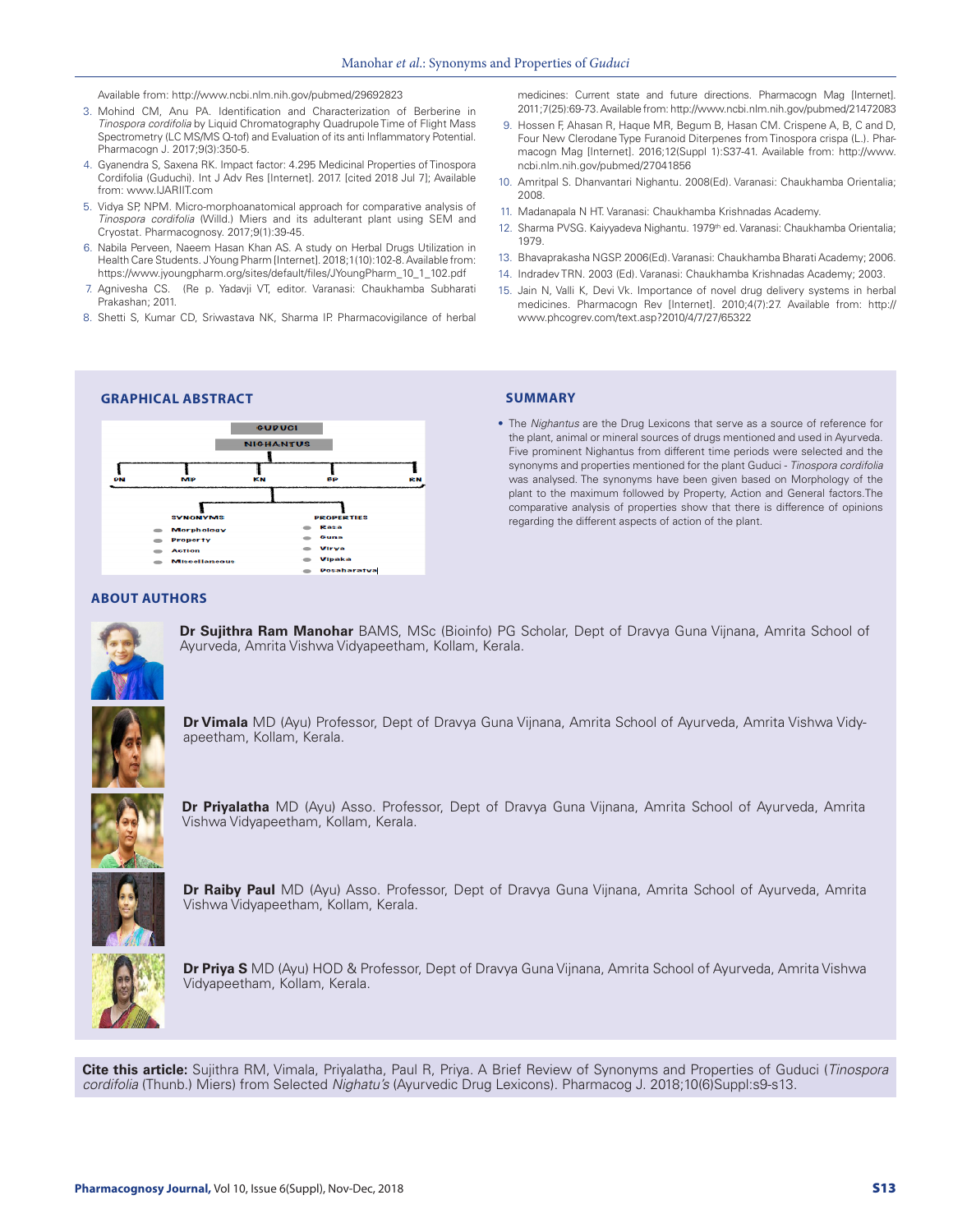Available from: http://www.ncbi.nlm.nih.gov/pubmed/29692823

3. Mohind CM, Anu PA. Identification and Characterization of Berberine in *Tinospora cordifolia* by Liquid Chromatography Quadrupole Time of Flight Mass Spectrometry (LC MS/MS Q-tof) and Evaluation of its anti Inflammatory Potential. Pharmacogn J. 2017;9(3):350-5.
4. Gyanendra S, Saxena RK. Impact factor: 4.295 Medicinal Properties of Tinospora Cordifolia (Guduchi). Int J Adv Res [Internet]. 2017. [cited 2018 Jul 7]; Available from: www.IJARIIT.com
5. Vidya SP, NPM. Micro-morphoanatomical approach for comparative analysis of *Tinospora cordifolia* (Willd.) Miers and its adulterant plant using SEM and Cryostat. Pharmacognosy. 2017;9(1):39-45.
6. Nabila Perveen, Naeem Hasan Khan AS. A study on Herbal Drugs Utilization in Health Care Students. J Young Pharm [Internet]. 2018;1(10):102-8. Available from: https://www.jyoungpharm.org/sites/default/files/JYoungPharm_10_1_102.pdf
7. Agnivesha CS. (Re p. Yadavji VT, editor. Varanasi: Chaukhamba Subharati Prakashan; 2011.
8. Shetti S, Kumar CD, Sriwastava NK, Sharma IP. Pharmacovigilance of herbal medicines: Current state and future directions. Pharmacogn Mag [Internet]. 2011;7(25):69-73. Available from: http://www.ncbi.nlm.nih.gov/pubmed/21472083
9. Hossen F, Ahasan R, Haque MR, Begum B, Hasan CM. Crispene A, B, C and D, Four New Clerodane Type Furanoid Diterpenes from Tinospora crispa (L.). Pharmacogn Mag [Internet]. 2016;12(Suppl 1):S37-41. Available from: http://www.ncbi.nlm.nih.gov/pubmed/27041856
10. Amritpal S. Dhanvantari Nighantu. 2008(Ed). Varanasi: Chaukhamba Orientalia; 2008.
11. Madanapala N HT. Varanasi: Chaukhamba Krishnadas Academy.
12. Sharma PVSG. Kaiyyadeva Nighantu. 1979th ed. Varanasi: Chaukhamba Orientalia; 1979.
13. Bhavaprakasha NGSP. 2006(Ed). Varanasi: Chaukhamba Bharati Academy; 2006.
14. Indradev TRN. 2003 (Ed). Varanasi: Chaukhamba Krishnadas Academy; 2003.
15. Jain N, Valli K, Devi Vk. Importance of novel drug delivery systems in herbal medicines. Pharmacogn Rev [Internet]. 2010;4(7):27. Available from: http://www.phcogrev.com/text.asp?2010/4/7/27/65322

## GRAPHICAL ABSTRACT

GUDUCI
NIGHANTUS
DN MP KN BP RN
SYNONYMS
Morphology
Property
Action
Miscellaneous
PROPERTIES
Rasa
Guna
Virya
Vipaka
Posaharatva

## SUMMARY

- The *Nighantus* are the Drug Lexicons that serve as a source of reference for the plant, animal or mineral sources of drugs mentioned and used in Ayurveda. Five prominent Nighantus from different time periods were selected and the synonyms and properties mentioned for the plant Guduci - *Tinospora cordifolia* was analysed. The synonyms have been given based on Morphology of the plant to the maximum followed by Property, Action and General factors.The comparative analysis of properties show that there is difference of opinions regarding the different aspects of action of the plant.

## ABOUT AUTHORS

**Dr Sujithra Ram Manohar** BAMS, MSc (Bioinfo) PG Scholar, Dept of Dravya Guna Vijnana, Amrita School of Ayurveda, Amrita Vishwa Vidyapeetham, Kollam, Kerala.

**Dr Vimala** MD (Ayu) Professor, Dept of Dravya Guna Vijnana, Amrita School of Ayurveda, Amrita Vishwa Vidyapeetham, Kollam, Kerala.

**Dr Priyalatha** MD (Ayu) Asso. Professor, Dept of Dravya Guna Vijnana, Amrita School of Ayurveda, Amrita Vishwa Vidyapeetham, Kollam, Kerala.

**Dr Raiby Paul** MD (Ayu) Asso. Professor, Dept of Dravya Guna Vijnana, Amrita School of Ayurveda, Amrita Vishwa Vidyapeetham, Kollam, Kerala.

**Dr Priya S** MD (Ayu) HOD & Professor, Dept of Dravya Guna Vijnana, Amrita School of Ayurveda, Amrita Vishwa Vidyapeetham, Kollam, Kerala.

**Cite this article:** Sujithra RM, Vimala, Priyalatha, Paul R, Priya. A Brief Review of Synonyms and Properties of Guduci (*Tinospora cordifolia* (Thunb.) Miers) from Selected *Nighatu's* (Ayurvedic Drug Lexicons). Pharmacog J. 2018;10(6)Suppl:s9-s13.